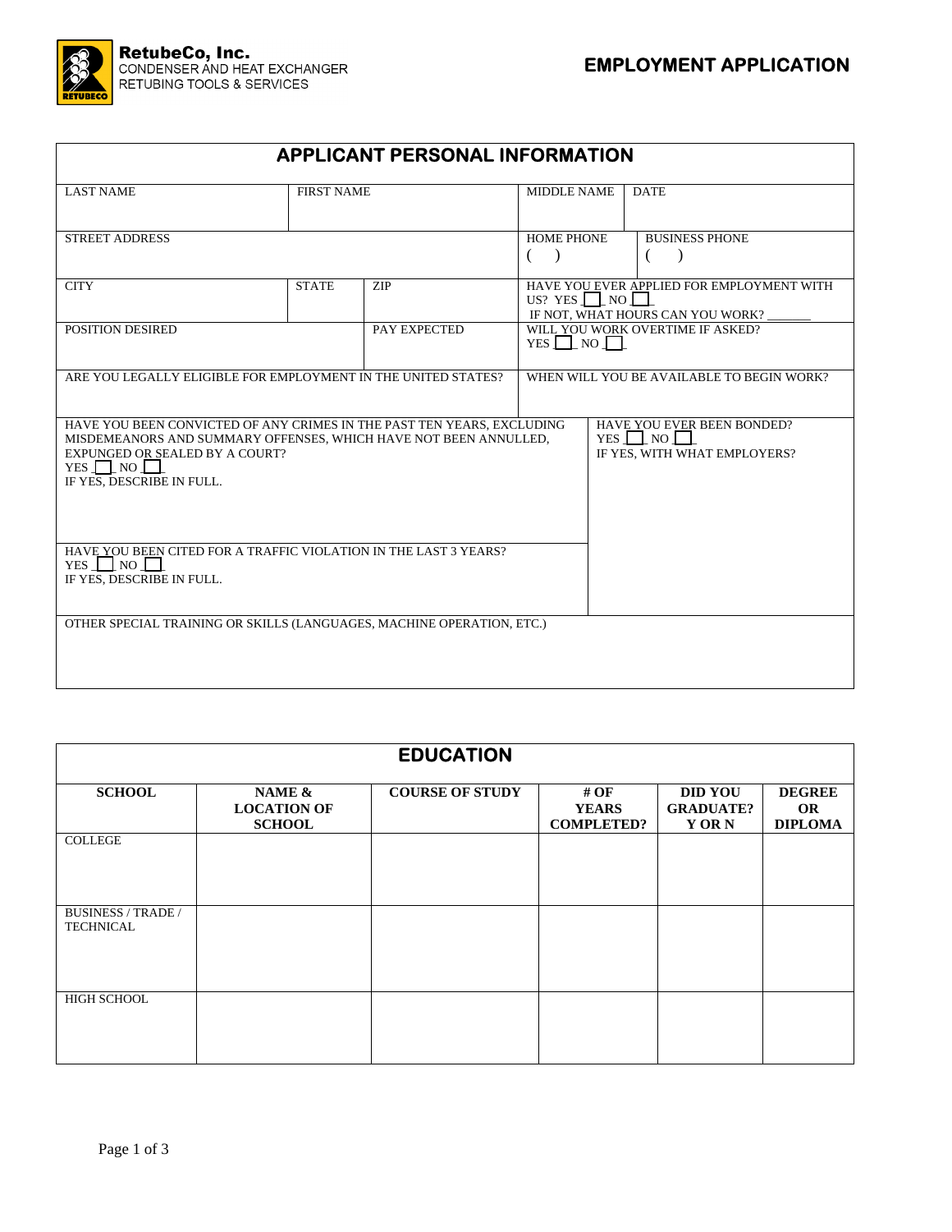**RetubeCo, Inc.**
CONDENSER AND HEAT EXCHANGER
RETUBING TOOLS & SERVICES

# EMPLOYMENT APPLICATION

## APPLICANT PERSONAL INFORMATION

| LAST NAME | FIRST NAME | MIDDLE NAME | DATE |
|---|---|---|---|
| | | | |

| STREET ADDRESS | HOME PHONE ( ) | BUSINESS PHONE ( ) |
|---|---|---|
| | | |

| CITY | STATE | ZIP | HAVE YOU EVER APPLIED FOR EMPLOYMENT WITH US? YES ☐ NO ☐ IF NOT, WHAT HOURS CAN YOU WORK? _______ |
|---|---|---|---|
| | | | |

| POSITION DESIRED | PAY EXPECTED | WILL YOU WORK OVERTIME IF ASKED? YES ☐ NO ☐ |
|---|---|---|
| | | |

| ARE YOU LEGALLY ELIGIBLE FOR EMPLOYMENT IN THE UNITED STATES? | WHEN WILL YOU BE AVAILABLE TO BEGIN WORK? |
|---|---|
| | |

| HAVE YOU BEEN CONVICTED OF ANY CRIMES IN THE PAST TEN YEARS, EXCLUDING MISDEMEANORS AND SUMMARY OFFENSES, WHICH HAVE NOT BEEN ANNULLED, EXPUNGED OR SEALED BY A COURT? YES ☐ NO ☐ IF YES, DESCRIBE IN FULL. | HAVE YOU EVER BEEN BONDED? YES ☐ NO ☐ IF YES, WITH WHAT EMPLOYERS? |
|---|---|
| HAVE YOU BEEN CITED FOR A TRAFFIC VIOLATION IN THE LAST 3 YEARS? YES ☐ NO ☐ IF YES, DESCRIBE IN FULL. | |

| OTHER SPECIAL TRAINING OR SKILLS (LANGUAGES, MACHINE OPERATION, ETC.) |
|---|
| |

## EDUCATION

| SCHOOL | NAME & LOCATION OF SCHOOL | COURSE OF STUDY | # OF YEARS COMPLETED? | DID YOU GRADUATE? Y OR N | DEGREE OR DIPLOMA |
|---|---|---|---|---|---|
| COLLEGE | | | | | |
| BUSINESS / TRADE / TECHNICAL | | | | | |
| HIGH SCHOOL | | | | | |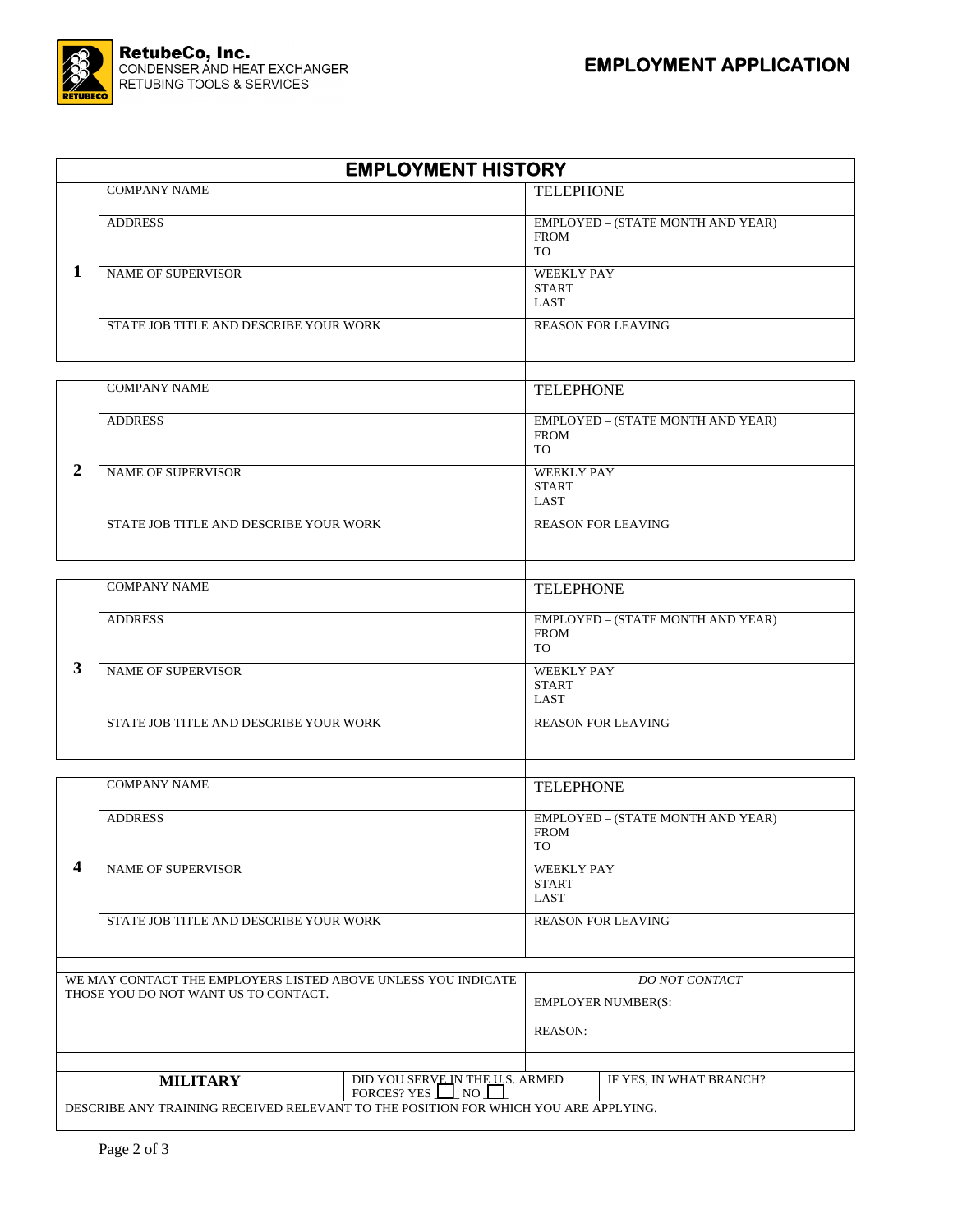**RetubeCo, Inc.**
CONDENSER AND HEAT EXCHANGER
RETUBING TOOLS & SERVICES

# EMPLOYMENT APPLICATION

## EMPLOYMENT HISTORY

| | | |
|---|---|---|
| **1** | COMPANY NAME | TELEPHONE |
| | ADDRESS | EMPLOYED – (STATE MONTH AND YEAR)<br>FROM<br>TO |
| | NAME OF SUPERVISOR | WEEKLY PAY<br>START<br>LAST |
| | STATE JOB TITLE AND DESCRIBE YOUR WORK | REASON FOR LEAVING |

| | | |
|---|---|---|
| **2** | COMPANY NAME | TELEPHONE |
| | ADDRESS | EMPLOYED – (STATE MONTH AND YEAR)<br>FROM<br>TO |
| | NAME OF SUPERVISOR | WEEKLY PAY<br>START<br>LAST |
| | STATE JOB TITLE AND DESCRIBE YOUR WORK | REASON FOR LEAVING |

| | | |
|---|---|---|
| **3** | COMPANY NAME | TELEPHONE |
| | ADDRESS | EMPLOYED – (STATE MONTH AND YEAR)<br>FROM<br>TO |
| | NAME OF SUPERVISOR | WEEKLY PAY<br>START<br>LAST |
| | STATE JOB TITLE AND DESCRIBE YOUR WORK | REASON FOR LEAVING |

| | | |
|---|---|---|
| **4** | COMPANY NAME | TELEPHONE |
| | ADDRESS | EMPLOYED – (STATE MONTH AND YEAR)<br>FROM<br>TO |
| | NAME OF SUPERVISOR | WEEKLY PAY<br>START<br>LAST |
| | STATE JOB TITLE AND DESCRIBE YOUR WORK | REASON FOR LEAVING |

| | |
|---|---|
| WE MAY CONTACT THE EMPLOYERS LISTED ABOVE UNLESS YOU INDICATE THOSE YOU DO NOT WANT US TO CONTACT. | *DO NOT CONTACT*<br>EMPLOYER NUMBER(S:<br>REASON: |

| | | |
|---|---|---|
| **MILITARY** | DID YOU SERVE IN THE U.S. ARMED FORCES? YES ☐ NO ☐ | IF YES, IN WHAT BRANCH? |

DESCRIBE ANY TRAINING RECEIVED RELEVANT TO THE POSITION FOR WHICH YOU ARE APPLYING.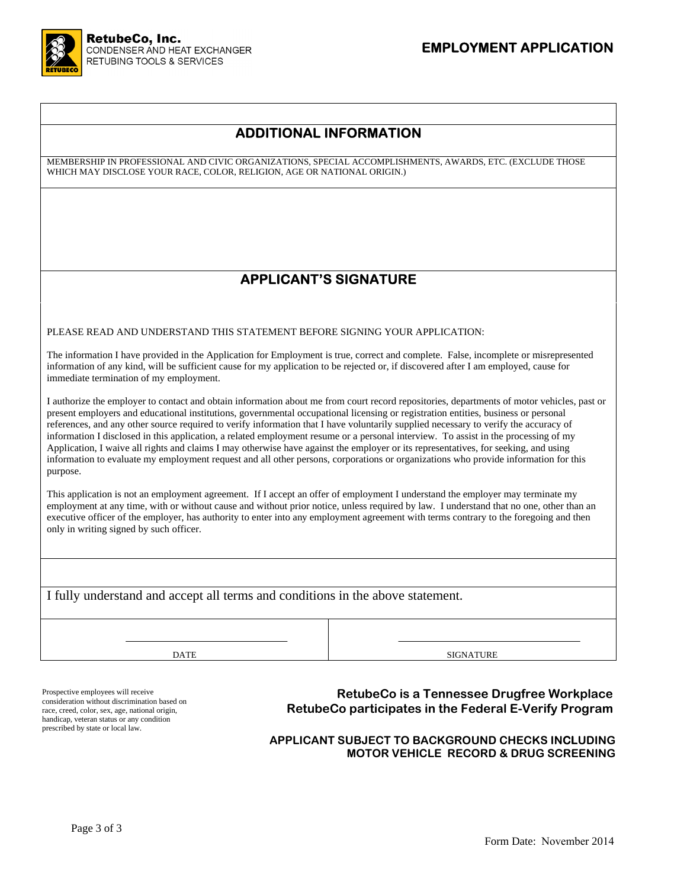**RetubeCo, Inc.**
CONDENSER AND HEAT EXCHANGER
RETUBING TOOLS & SERVICES

**EMPLOYMENT APPLICATION**

## ADDITIONAL INFORMATION

MEMBERSHIP IN PROFESSIONAL AND CIVIC ORGANIZATIONS, SPECIAL ACCOMPLISHMENTS, AWARDS, ETC. (EXCLUDE THOSE WHICH MAY DISCLOSE YOUR RACE, COLOR, RELIGION, AGE OR NATIONAL ORIGIN.)

## APPLICANT'S SIGNATURE

PLEASE READ AND UNDERSTAND THIS STATEMENT BEFORE SIGNING YOUR APPLICATION:

The information I have provided in the Application for Employment is true, correct and complete. False, incomplete or misrepresented information of any kind, will be sufficient cause for my application to be rejected or, if discovered after I am employed, cause for immediate termination of my employment.

I authorize the employer to contact and obtain information about me from court record repositories, departments of motor vehicles, past or present employers and educational institutions, governmental occupational licensing or registration entities, business or personal references, and any other source required to verify information that I have voluntarily supplied necessary to verify the accuracy of information I disclosed in this application, a related employment resume or a personal interview. To assist in the processing of my Application, I waive all rights and claims I may otherwise have against the employer or its representatives, for seeking, and using information to evaluate my employment request and all other persons, corporations or organizations who provide information for this purpose.

This application is not an employment agreement. If I accept an offer of employment I understand the employer may terminate my employment at any time, with or without cause and without prior notice, unless required by law. I understand that no one, other than an executive officer of the employer, has authority to enter into any employment agreement with terms contrary to the foregoing and then only in writing signed by such officer.

I fully understand and accept all terms and conditions in the above statement.

| | |
|---|---|
| \_\_\_\_\_\_\_\_\_\_\_\_\_\_\_\_\_\_\_\_\_\_\_\_\_\_\_\_ DATE | \_\_\_\_\_\_\_\_\_\_\_\_\_\_\_\_\_\_\_\_\_\_\_\_\_\_\_\_\_\_\_\_ SIGNATURE |

Prospective employees will receive consideration without discrimination based on race, creed, color, sex, age, national origin, handicap, veteran status or any condition prescribed by state or local law.

**RetubeCo is a Tennessee Drugfree Workplace**
**RetubeCo participates in the Federal E-Verify Program**

**APPLICANT SUBJECT TO BACKGROUND CHECKS INCLUDING MOTOR VEHICLE RECORD & DRUG SCREENING**

Form Date: November 2014